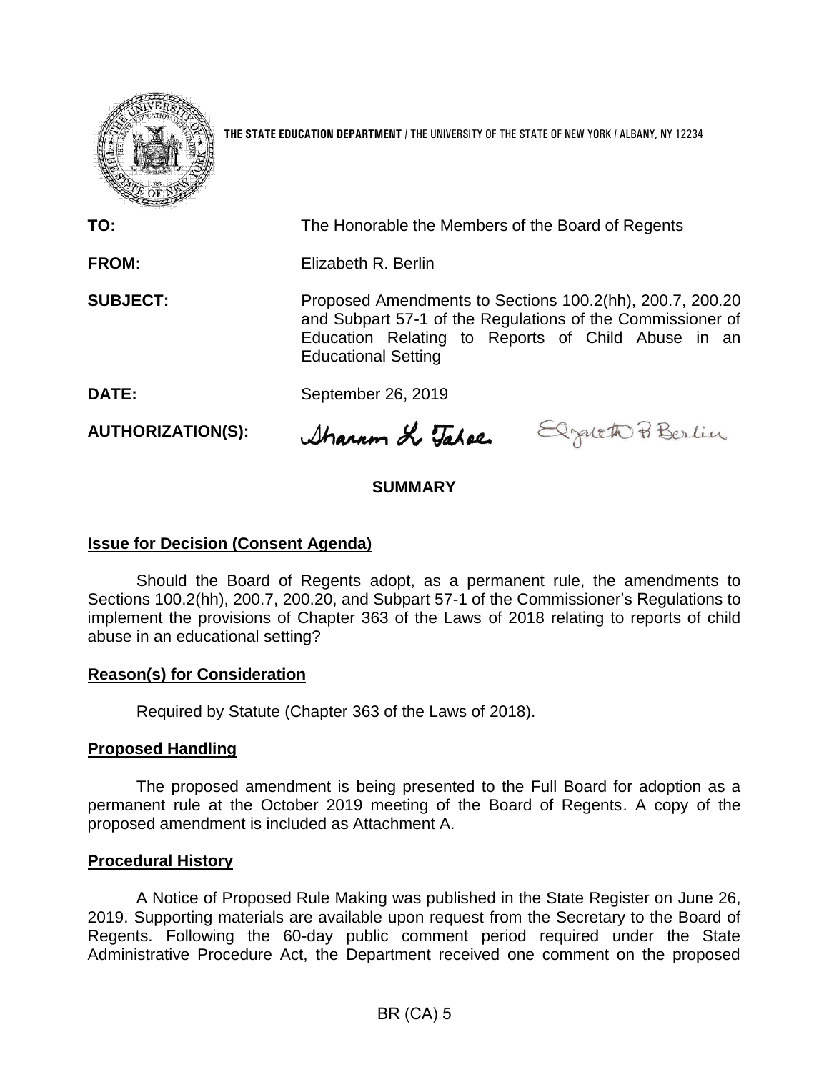**THE STATE EDUCATION DEPARTMENT** / THE UNIVERSITY OF THE STATE OF NEW YORK / ALBANY, NY 12234

**TO:** The Honorable the Members of the Board of Regents

**FROM:** Elizabeth R. Berlin

**SUBJECT:** Proposed Amendments to Sections 100.2(hh), 200.7, 200.20 and Subpart 57-1 of the Regulations of the Commissioner of Education Relating to Reports of Child Abuse in an Educational Setting

**DATE:** September 26, 2019

**AUTHORIZATION(S):**

## SUMMARY

### Issue for Decision (Consent Agenda)

Should the Board of Regents adopt, as a permanent rule, the amendments to Sections 100.2(hh), 200.7, 200.20, and Subpart 57-1 of the Commissioner's Regulations to implement the provisions of Chapter 363 of the Laws of 2018 relating to reports of child abuse in an educational setting?

### Reason(s) for Consideration

Required by Statute (Chapter 363 of the Laws of 2018).

### Proposed Handling

The proposed amendment is being presented to the Full Board for adoption as a permanent rule at the October 2019 meeting of the Board of Regents. A copy of the proposed amendment is included as Attachment A.

### Procedural History

A Notice of Proposed Rule Making was published in the State Register on June 26, 2019. Supporting materials are available upon request from the Secretary to the Board of Regents. Following the 60-day public comment period required under the State Administrative Procedure Act, the Department received one comment on the proposed

BR (CA) 5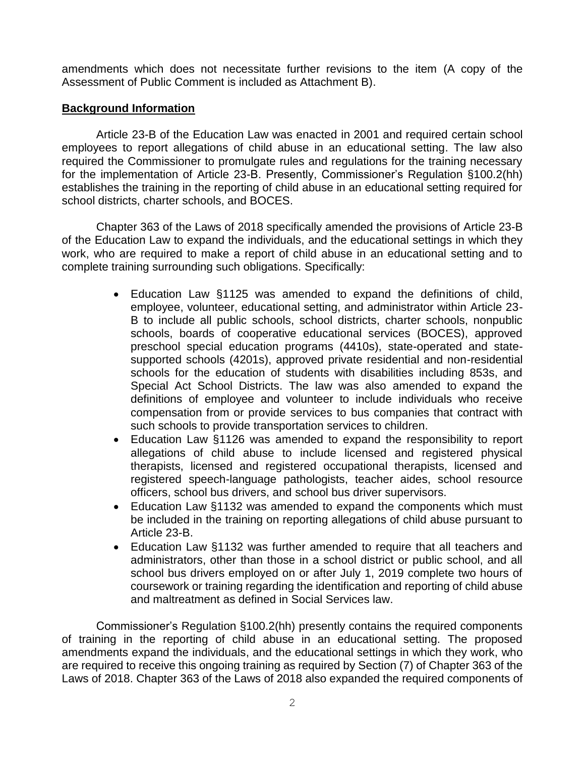amendments which does not necessitate further revisions to the item (A copy of the Assessment of Public Comment is included as Attachment B).

## Background Information

Article 23-B of the Education Law was enacted in 2001 and required certain school employees to report allegations of child abuse in an educational setting. The law also required the Commissioner to promulgate rules and regulations for the training necessary for the implementation of Article 23-B. Presently, Commissioner's Regulation §100.2(hh) establishes the training in the reporting of child abuse in an educational setting required for school districts, charter schools, and BOCES.

Chapter 363 of the Laws of 2018 specifically amended the provisions of Article 23-B of the Education Law to expand the individuals, and the educational settings in which they work, who are required to make a report of child abuse in an educational setting and to complete training surrounding such obligations. Specifically:

- Education Law §1125 was amended to expand the definitions of child, employee, volunteer, educational setting, and administrator within Article 23-B to include all public schools, school districts, charter schools, nonpublic schools, boards of cooperative educational services (BOCES), approved preschool special education programs (4410s), state-operated and state-supported schools (4201s), approved private residential and non-residential schools for the education of students with disabilities including 853s, and Special Act School Districts. The law was also amended to expand the definitions of employee and volunteer to include individuals who receive compensation from or provide services to bus companies that contract with such schools to provide transportation services to children.
- Education Law §1126 was amended to expand the responsibility to report allegations of child abuse to include licensed and registered physical therapists, licensed and registered occupational therapists, licensed and registered speech-language pathologists, teacher aides, school resource officers, school bus drivers, and school bus driver supervisors.
- Education Law §1132 was amended to expand the components which must be included in the training on reporting allegations of child abuse pursuant to Article 23-B.
- Education Law §1132 was further amended to require that all teachers and administrators, other than those in a school district or public school, and all school bus drivers employed on or after July 1, 2019 complete two hours of coursework or training regarding the identification and reporting of child abuse and maltreatment as defined in Social Services law.

Commissioner's Regulation §100.2(hh) presently contains the required components of training in the reporting of child abuse in an educational setting. The proposed amendments expand the individuals, and the educational settings in which they work, who are required to receive this ongoing training as required by Section (7) of Chapter 363 of the Laws of 2018. Chapter 363 of the Laws of 2018 also expanded the required components of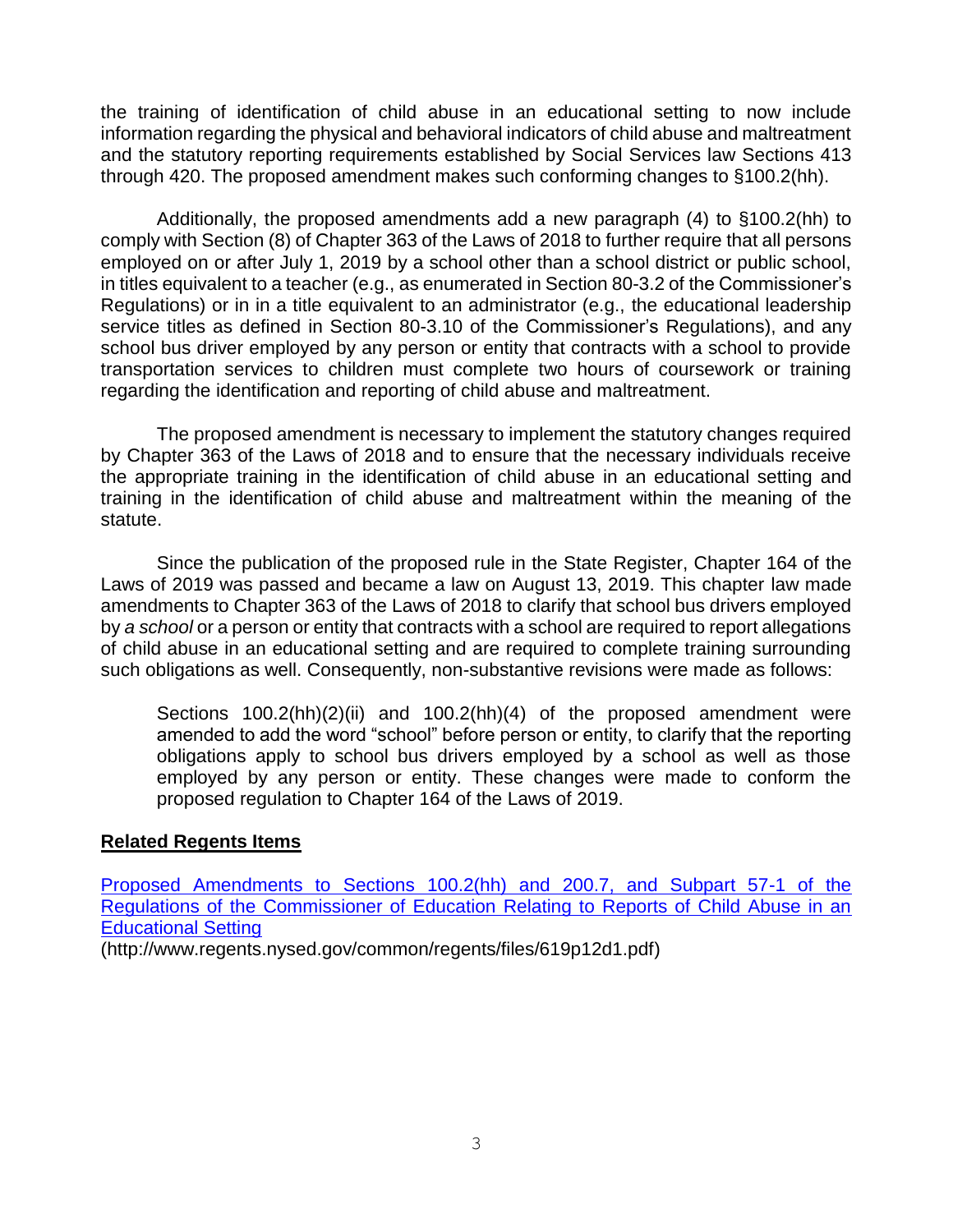the training of identification of child abuse in an educational setting to now include information regarding the physical and behavioral indicators of child abuse and maltreatment and the statutory reporting requirements established by Social Services law Sections 413 through 420. The proposed amendment makes such conforming changes to §100.2(hh).

Additionally, the proposed amendments add a new paragraph (4) to §100.2(hh) to comply with Section (8) of Chapter 363 of the Laws of 2018 to further require that all persons employed on or after July 1, 2019 by a school other than a school district or public school, in titles equivalent to a teacher (e.g., as enumerated in Section 80-3.2 of the Commissioner's Regulations) or in in a title equivalent to an administrator (e.g., the educational leadership service titles as defined in Section 80-3.10 of the Commissioner's Regulations), and any school bus driver employed by any person or entity that contracts with a school to provide transportation services to children must complete two hours of coursework or training regarding the identification and reporting of child abuse and maltreatment.

The proposed amendment is necessary to implement the statutory changes required by Chapter 363 of the Laws of 2018 and to ensure that the necessary individuals receive the appropriate training in the identification of child abuse in an educational setting and training in the identification of child abuse and maltreatment within the meaning of the statute.

Since the publication of the proposed rule in the State Register, Chapter 164 of the Laws of 2019 was passed and became a law on August 13, 2019. This chapter law made amendments to Chapter 363 of the Laws of 2018 to clarify that school bus drivers employed by *a school* or a person or entity that contracts with a school are required to report allegations of child abuse in an educational setting and are required to complete training surrounding such obligations as well. Consequently, non-substantive revisions were made as follows:

> Sections 100.2(hh)(2)(ii) and 100.2(hh)(4) of the proposed amendment were amended to add the word "school" before person or entity, to clarify that the reporting obligations apply to school bus drivers employed by a school as well as those employed by any person or entity. These changes were made to conform the proposed regulation to Chapter 164 of the Laws of 2019.

**Related Regents Items**

[Proposed Amendments to Sections 100.2(hh) and 200.7, and Subpart 57-1 of the Regulations of the Commissioner of Education Relating to Reports of Child Abuse in an Educational Setting](http://www.regents.nysed.gov/common/regents/files/619p12d1.pdf)

(http://www.regents.nysed.gov/common/regents/files/619p12d1.pdf)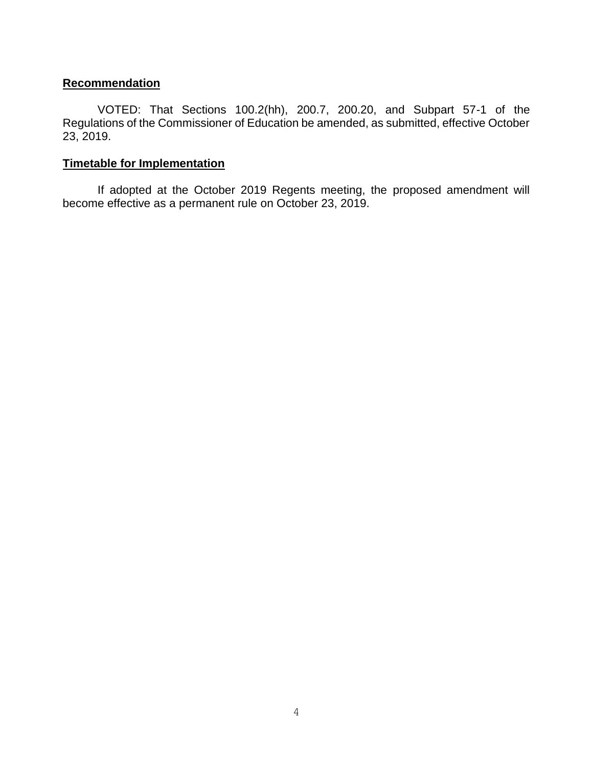## Recommendation

VOTED: That Sections 100.2(hh), 200.7, 200.20, and Subpart 57-1 of the Regulations of the Commissioner of Education be amended, as submitted, effective October 23, 2019.

## Timetable for Implementation

If adopted at the October 2019 Regents meeting, the proposed amendment will become effective as a permanent rule on October 23, 2019.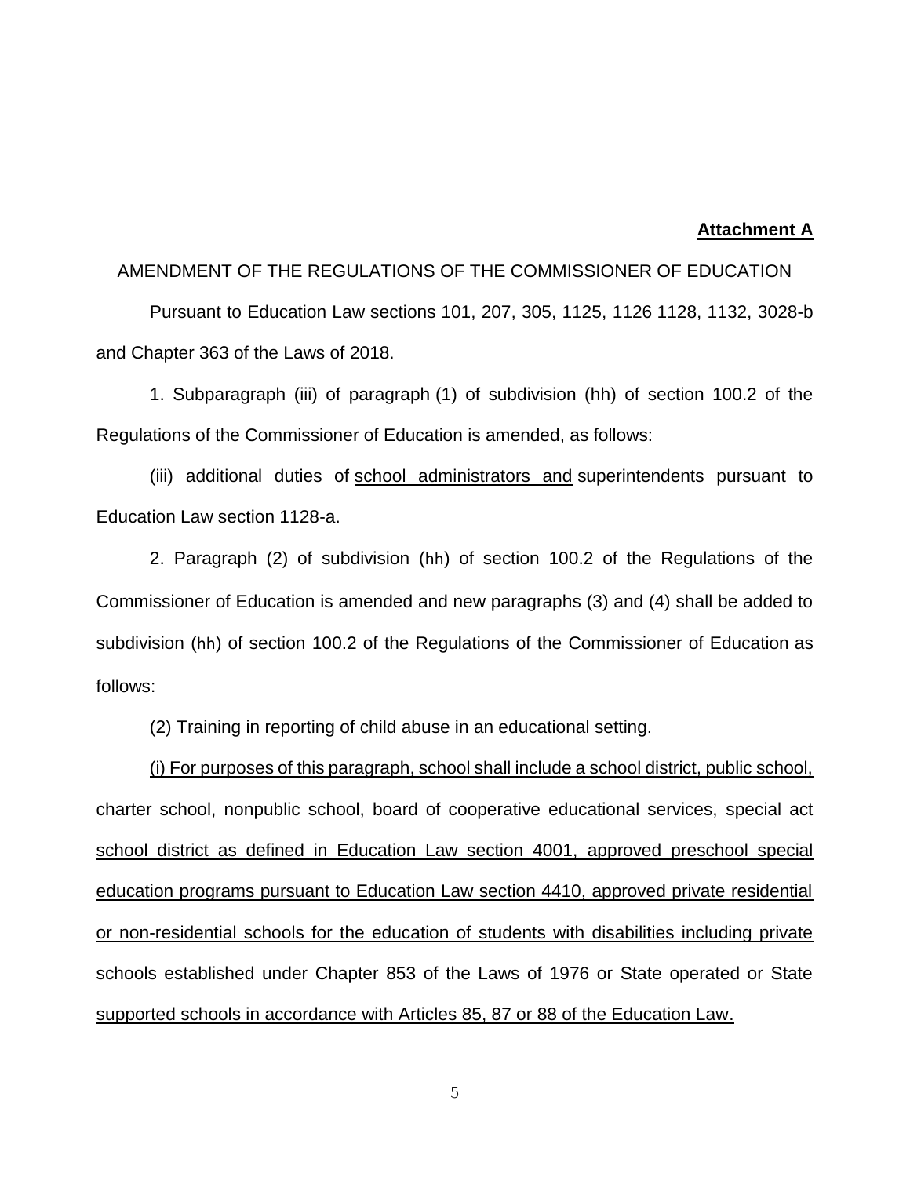**Attachment A**

AMENDMENT OF THE REGULATIONS OF THE COMMISSIONER OF EDUCATION

Pursuant to Education Law sections 101, 207, 305, 1125, 1126 1128, 1132, 3028-b and Chapter 363 of the Laws of 2018.

1. Subparagraph (iii) of paragraph (1) of subdivision (hh) of section 100.2 of the Regulations of the Commissioner of Education is amended, as follows:

(iii) additional duties of <u>school administrators and</u> superintendents pursuant to Education Law section 1128-a.

2. Paragraph (2) of subdivision (hh) of section 100.2 of the Regulations of the Commissioner of Education is amended and new paragraphs (3) and (4) shall be added to subdivision (hh) of section 100.2 of the Regulations of the Commissioner of Education as follows:

(2) Training in reporting of child abuse in an educational setting.

<u>(i) For purposes of this paragraph, school shall include a school district, public school, charter school, nonpublic school, board of cooperative educational services, special act school district as defined in Education Law section 4001, approved preschool special education programs pursuant to Education Law section 4410, approved private residential or non-residential schools for the education of students with disabilities including private schools established under Chapter 853 of the Laws of 1976 or State operated or State supported schools in accordance with Articles 85, 87 or 88 of the Education Law.</u>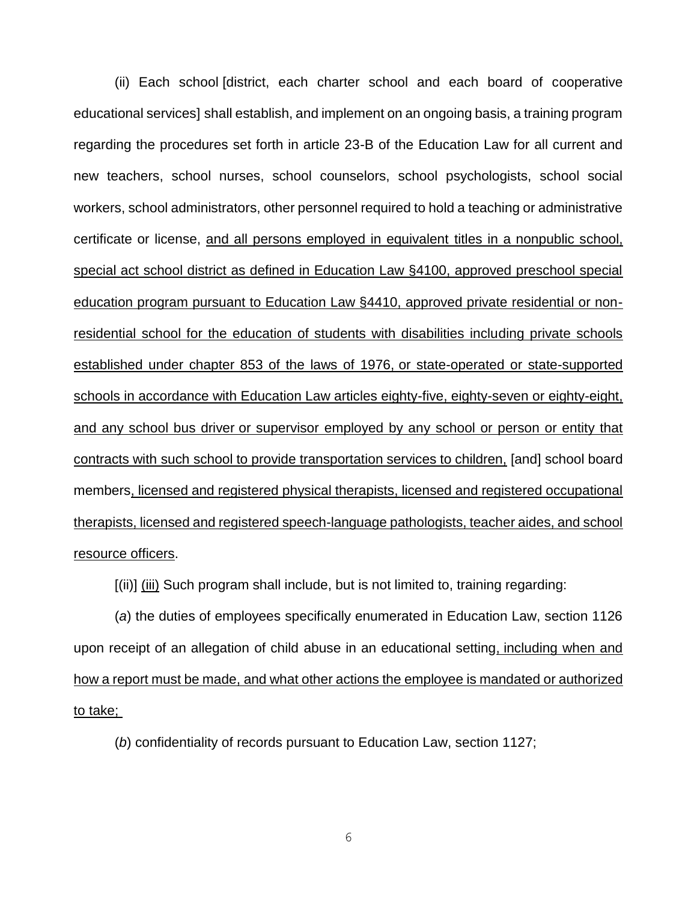(ii) Each school [district, each charter school and each board of cooperative educational services] shall establish, and implement on an ongoing basis, a training program regarding the procedures set forth in article 23-B of the Education Law for all current and new teachers, school nurses, school counselors, school psychologists, school social workers, school administrators, other personnel required to hold a teaching or administrative certificate or license, <u>and all persons employed in equivalent titles in a nonpublic school, special act school district as defined in Education Law §4100, approved preschool special education program pursuant to Education Law §4410, approved private residential or non-residential school for the education of students with disabilities including private schools established under chapter 853 of the laws of 1976, or state-operated or state-supported schools in accordance with Education Law articles eighty-five, eighty-seven or eighty-eight, and any school bus driver or supervisor employed by any school or person or entity that contracts with such school to provide transportation services to children,</u> [and] school board members<u>, licensed and registered physical therapists, licensed and registered occupational therapists, licensed and registered speech-language pathologists, teacher aides, and school resource officers</u>.

[(ii)] <u>(iii)</u> Such program shall include, but is not limited to, training regarding:

(*a*) the duties of employees specifically enumerated in Education Law, section 1126 upon receipt of an allegation of child abuse in an educational setting<u>, including when and how a report must be made, and what other actions the employee is mandated or authorized to take;</u>

(*b*) confidentiality of records pursuant to Education Law, section 1127;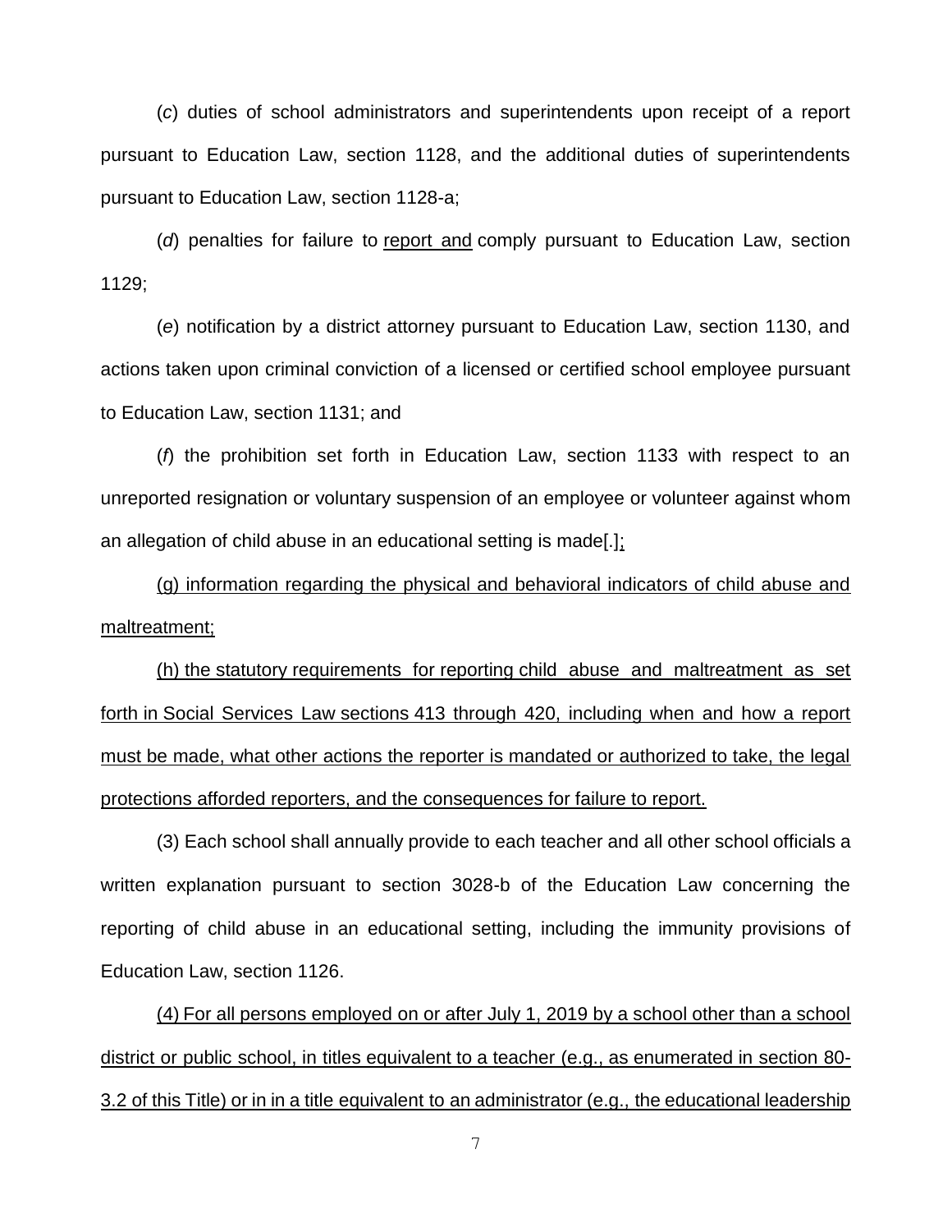(*c*) duties of school administrators and superintendents upon receipt of a report pursuant to Education Law, section 1128, and the additional duties of superintendents pursuant to Education Law, section 1128-a;

(*d*) penalties for failure to <u>report and</u> comply pursuant to Education Law, section 1129;

(*e*) notification by a district attorney pursuant to Education Law, section 1130, and actions taken upon criminal conviction of a licensed or certified school employee pursuant to Education Law, section 1131; and

(*f*) the prohibition set forth in Education Law, section 1133 with respect to an unreported resignation or voluntary suspension of an employee or volunteer against whom an allegation of child abuse in an educational setting is made[.]<u>;</u>

<u>(g) information regarding the physical and behavioral indicators of child abuse and maltreatment;</u>

<u>(h) the statutory requirements for reporting child abuse and maltreatment as set forth in Social Services Law sections 413 through 420, including when and how a report must be made, what other actions the reporter is mandated or authorized to take, the legal protections afforded reporters, and the consequences for failure to report.</u>

(3) Each school shall annually provide to each teacher and all other school officials a written explanation pursuant to section 3028-b of the Education Law concerning the reporting of child abuse in an educational setting, including the immunity provisions of Education Law, section 1126.

<u>(4) For all persons employed on or after July 1, 2019 by a school other than a school district or public school, in titles equivalent to a teacher (e.g., as enumerated in section 80-3.2 of this Title) or in in a title equivalent to an administrator (e.g., the educational leadership</u>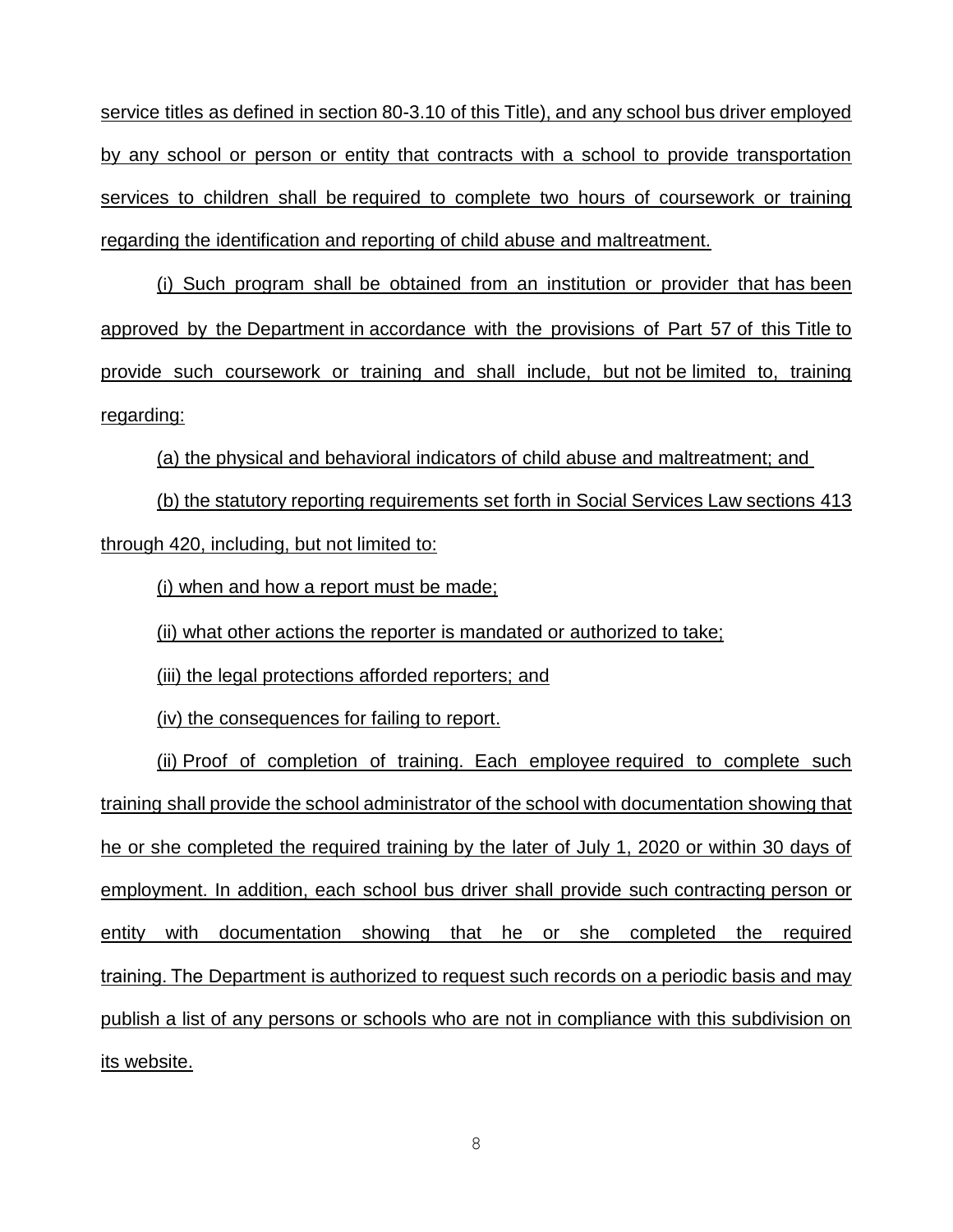service titles as defined in section 80-3.10 of this Title), and any school bus driver employed by any school or person or entity that contracts with a school to provide transportation services to children shall be required to complete two hours of coursework or training regarding the identification and reporting of child abuse and maltreatment.

(i) Such program shall be obtained from an institution or provider that has been approved by the Department in accordance with the provisions of Part 57 of this Title to provide such coursework or training and shall include, but not be limited to, training regarding:

(a) the physical and behavioral indicators of child abuse and maltreatment; and

(b) the statutory reporting requirements set forth in Social Services Law sections 413 through 420, including, but not limited to:

(i) when and how a report must be made;

(ii) what other actions the reporter is mandated or authorized to take;

(iii) the legal protections afforded reporters; and

(iv) the consequences for failing to report.

(ii) Proof of completion of training. Each employee required to complete such training shall provide the school administrator of the school with documentation showing that he or she completed the required training by the later of July 1, 2020 or within 30 days of employment. In addition, each school bus driver shall provide such contracting person or entity with documentation showing that he or she completed the required training. The Department is authorized to request such records on a periodic basis and may publish a list of any persons or schools who are not in compliance with this subdivision on its website.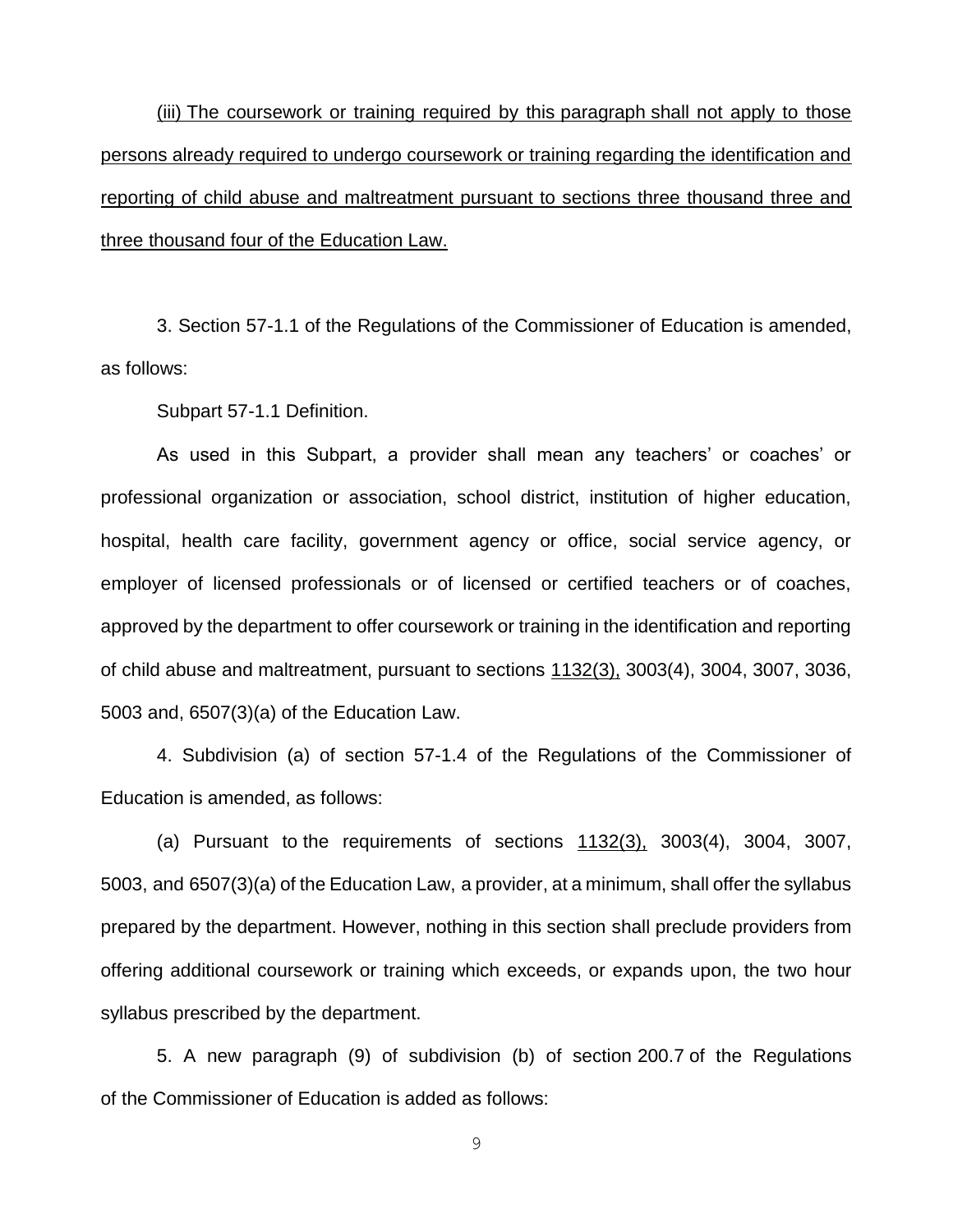(iii) The coursework or training required by this paragraph shall not apply to those persons already required to undergo coursework or training regarding the identification and reporting of child abuse and maltreatment pursuant to sections three thousand three and three thousand four of the Education Law.

3. Section 57-1.1 of the Regulations of the Commissioner of Education is amended, as follows:

Subpart 57-1.1 Definition.

As used in this Subpart, a provider shall mean any teachers' or coaches' or professional organization or association, school district, institution of higher education, hospital, health care facility, government agency or office, social service agency, or employer of licensed professionals or of licensed or certified teachers or of coaches, approved by the department to offer coursework or training in the identification and reporting of child abuse and maltreatment, pursuant to sections 1132(3), 3003(4), 3004, 3007, 3036, 5003 and, 6507(3)(a) of the Education Law.

4. Subdivision (a) of section 57-1.4 of the Regulations of the Commissioner of Education is amended, as follows:

(a) Pursuant to the requirements of sections 1132(3), 3003(4), 3004, 3007, 5003, and 6507(3)(a) of the Education Law, a provider, at a minimum, shall offer the syllabus prepared by the department. However, nothing in this section shall preclude providers from offering additional coursework or training which exceeds, or expands upon, the two hour syllabus prescribed by the department.

5. A new paragraph (9) of subdivision (b) of section 200.7 of the Regulations of the Commissioner of Education is added as follows: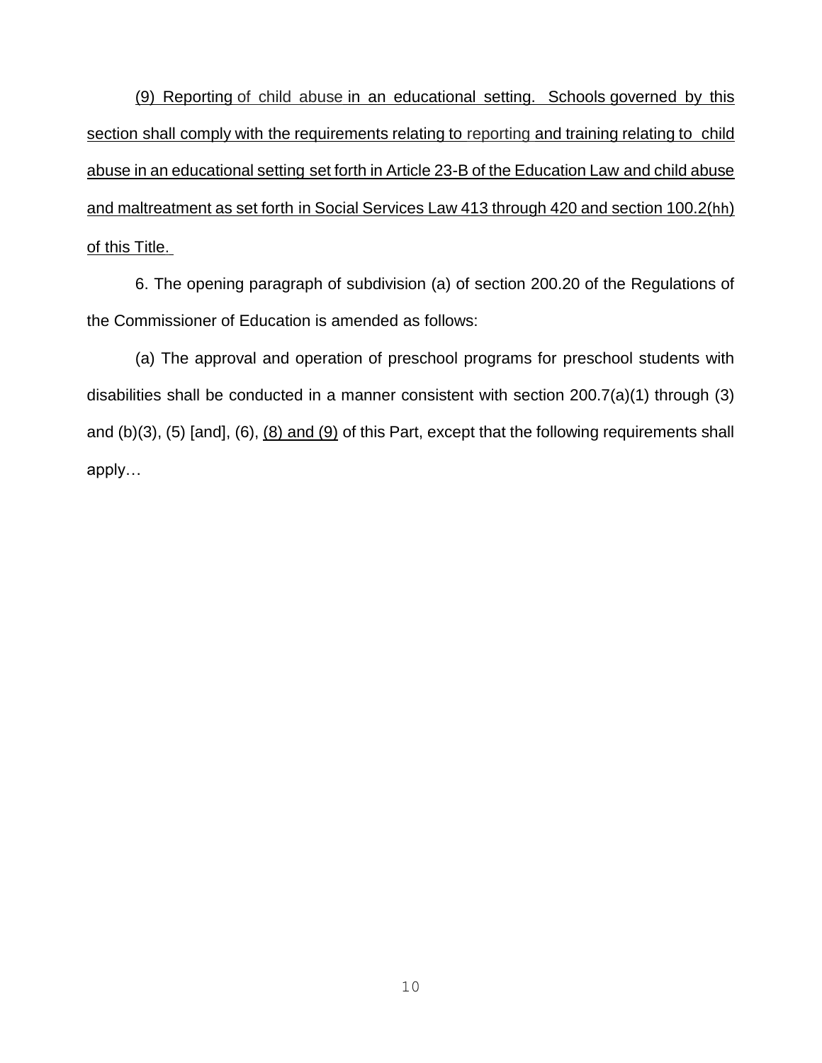(9) Reporting of child abuse in an educational setting. Schools governed by this section shall comply with the requirements relating to reporting and training relating to child abuse in an educational setting set forth in Article 23-B of the Education Law and child abuse and maltreatment as set forth in Social Services Law 413 through 420 and section 100.2(hh) of this Title.

6. The opening paragraph of subdivision (a) of section 200.20 of the Regulations of the Commissioner of Education is amended as follows:

(a) The approval and operation of preschool programs for preschool students with disabilities shall be conducted in a manner consistent with section 200.7(a)(1) through (3) and (b)(3), (5) [and], (6), (8) and (9) of this Part, except that the following requirements shall apply…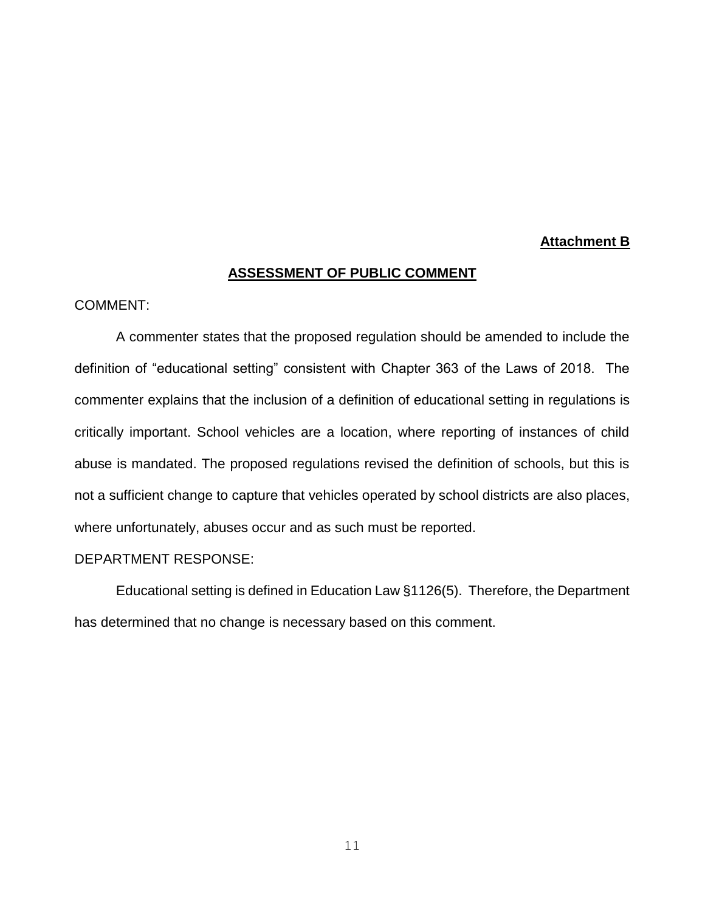**Attachment B**

## ASSESSMENT OF PUBLIC COMMENT

COMMENT:

A commenter states that the proposed regulation should be amended to include the definition of "educational setting" consistent with Chapter 363 of the Laws of 2018. The commenter explains that the inclusion of a definition of educational setting in regulations is critically important. School vehicles are a location, where reporting of instances of child abuse is mandated. The proposed regulations revised the definition of schools, but this is not a sufficient change to capture that vehicles operated by school districts are also places, where unfortunately, abuses occur and as such must be reported.

DEPARTMENT RESPONSE:

Educational setting is defined in Education Law §1126(5). Therefore, the Department has determined that no change is necessary based on this comment.